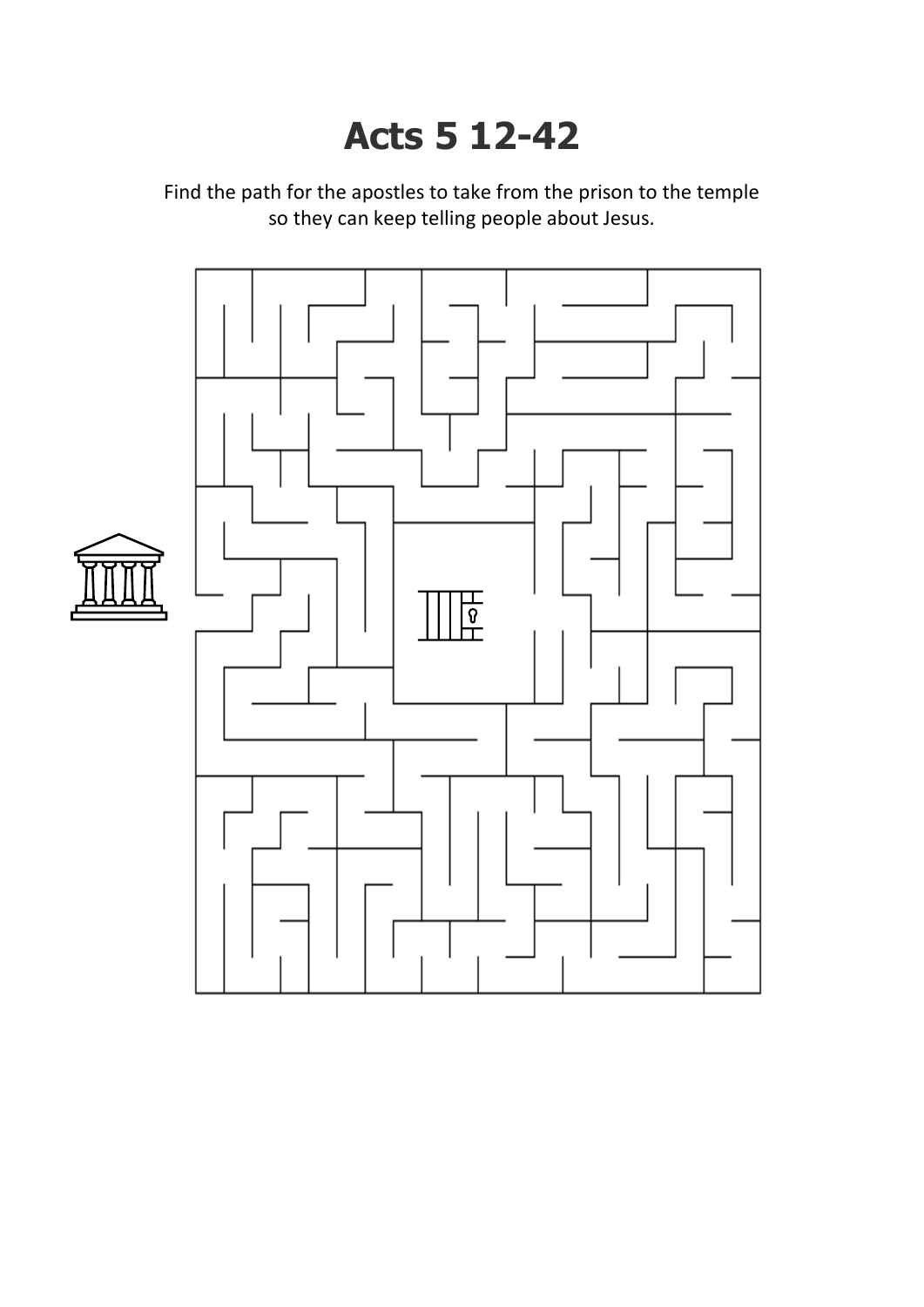# Acts 5 12-42

Find the path for the apostles to take from the prison to the temple so they can keep telling people about Jesus.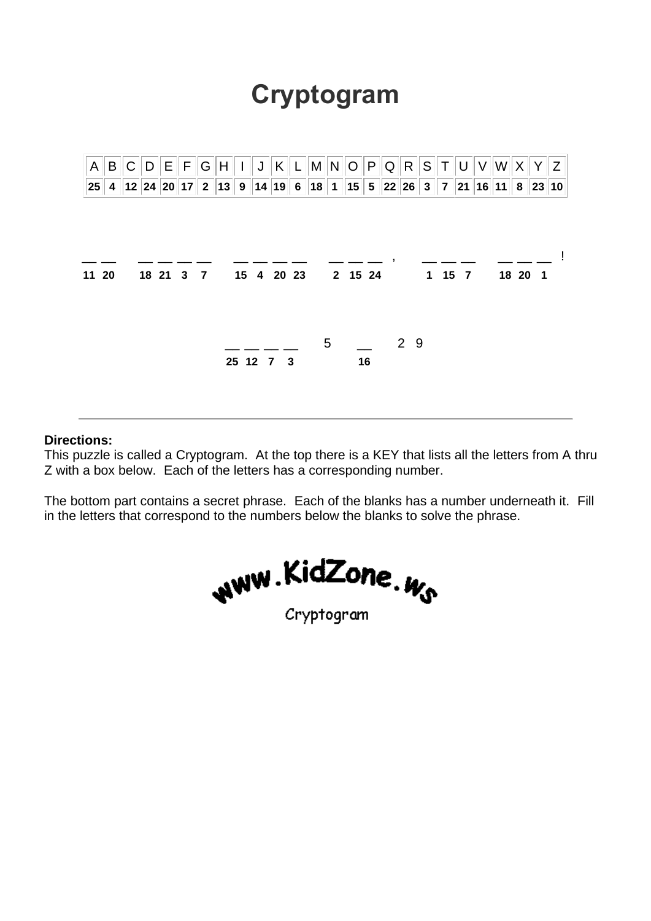# Cryptogram

| A | B | C | D | E | F | G | H | I | J | K | L | M | N | O | P | Q | R | S | T | U | V | W | X | Y | Z |
|---|---|---|---|---|---|---|---|---|---|---|---|---|---|---|---|---|---|---|---|---|---|---|---|---|---|
| 25 | 4 | 12 | 24 | 20 | 17 | 2 | 13 | 9 | 14 | 19 | 6 | 18 | 1 | 15 | 5 | 22 | 26 | 3 | 7 | 21 | 16 | 11 | 8 | 23 | 10 |

\_\_ \_\_ &nbsp;&nbsp; \_\_ \_\_ \_\_ \_\_ &nbsp;&nbsp; \_\_ \_\_ \_\_ \_\_ &nbsp;&nbsp; \_\_ \_\_ \_\_ , &nbsp;&nbsp; \_\_ \_\_ \_\_ &nbsp;&nbsp; \_\_ \_\_ \_\_ !

11 20 &nbsp;&nbsp; 18 21 3 7 &nbsp;&nbsp; 15 4 20 23 &nbsp;&nbsp; 2 15 24 &nbsp;&nbsp; 1 15 7 &nbsp;&nbsp; 18 20 1

\_\_ \_\_ \_\_ \_\_ &nbsp;&nbsp; 5 &nbsp;&nbsp; \_\_ &nbsp;&nbsp; 2 9

25 12 7 3 &nbsp;&nbsp;&nbsp;&nbsp; 16

---

**Directions:**
This puzzle is called a Cryptogram. At the top there is a KEY that lists all the letters from A thru Z with a box below. Each of the letters has a corresponding number.

The bottom part contains a secret phrase. Each of the blanks has a number underneath it. Fill in the letters that correspond to the numbers below the blanks to solve the phrase.

www.KidZone.ws

Cryptogram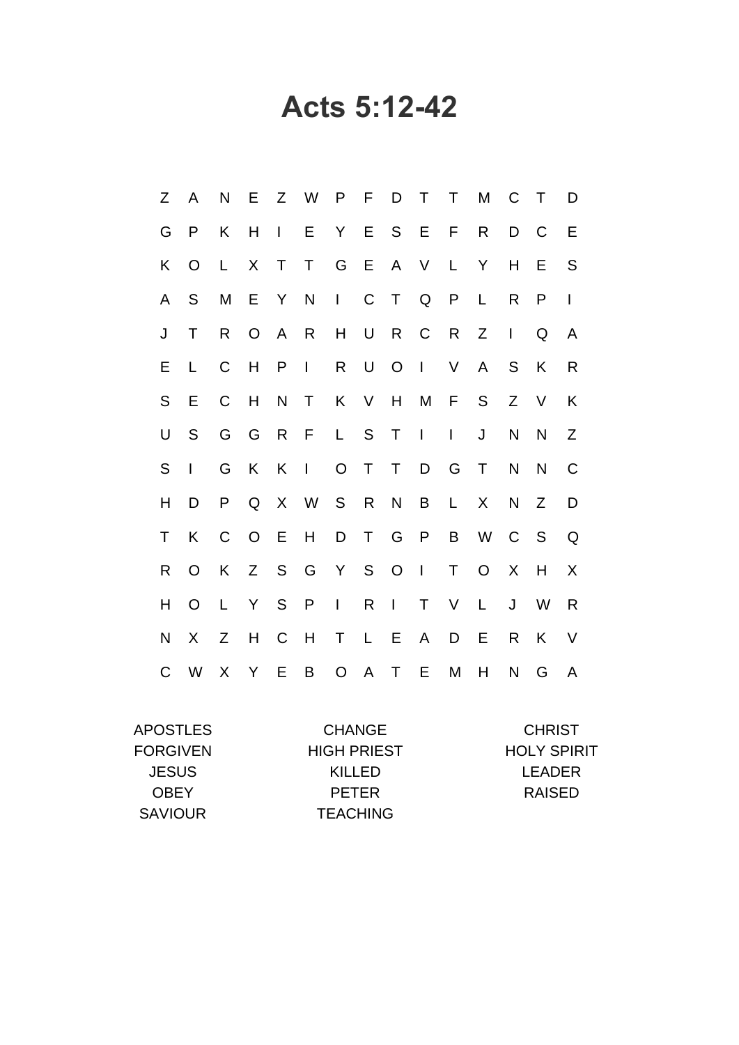# Acts 5:12-42

| | | | | | | | | | | | | | | |
|---|---|---|---|---|---|---|---|---|---|---|---|---|---|---|
| Z | A | N | E | Z | W | P | F | D | T | T | M | C | T | D |
| G | P | K | H | I | E | Y | E | S | E | F | R | D | C | E |
| K | O | L | X | T | T | G | E | A | V | L | Y | H | E | S |
| A | S | M | E | Y | N | I | C | T | Q | P | L | R | P | I |
| J | T | R | O | A | R | H | U | R | C | R | Z | I | Q | A |
| E | L | C | H | P | I | R | U | O | I | V | A | S | K | R |
| S | E | C | H | N | T | K | V | H | M | F | S | Z | V | K |
| U | S | G | G | R | F | L | S | T | I | I | J | N | N | Z |
| S | I | G | K | K | I | O | T | T | D | G | T | N | N | C |
| H | D | P | Q | X | W | S | R | N | B | L | X | N | Z | D |
| T | K | C | O | E | H | D | T | G | P | B | W | C | S | Q |
| R | O | K | Z | S | G | Y | S | O | I | T | O | X | H | X |
| H | O | L | Y | S | P | I | R | I | T | V | L | J | W | R |
| N | X | Z | H | C | H | T | L | E | A | D | E | R | K | V |
| C | W | X | Y | E | B | O | A | T | E | M | H | N | G | A |

| | | |
|---|---|---|
| APOSTLES | CHANGE | CHRIST |
| FORGIVEN | HIGH PRIEST | HOLY SPIRIT |
| JESUS | KILLED | LEADER |
| OBEY | PETER | RAISED |
| SAVIOUR | TEACHING | |